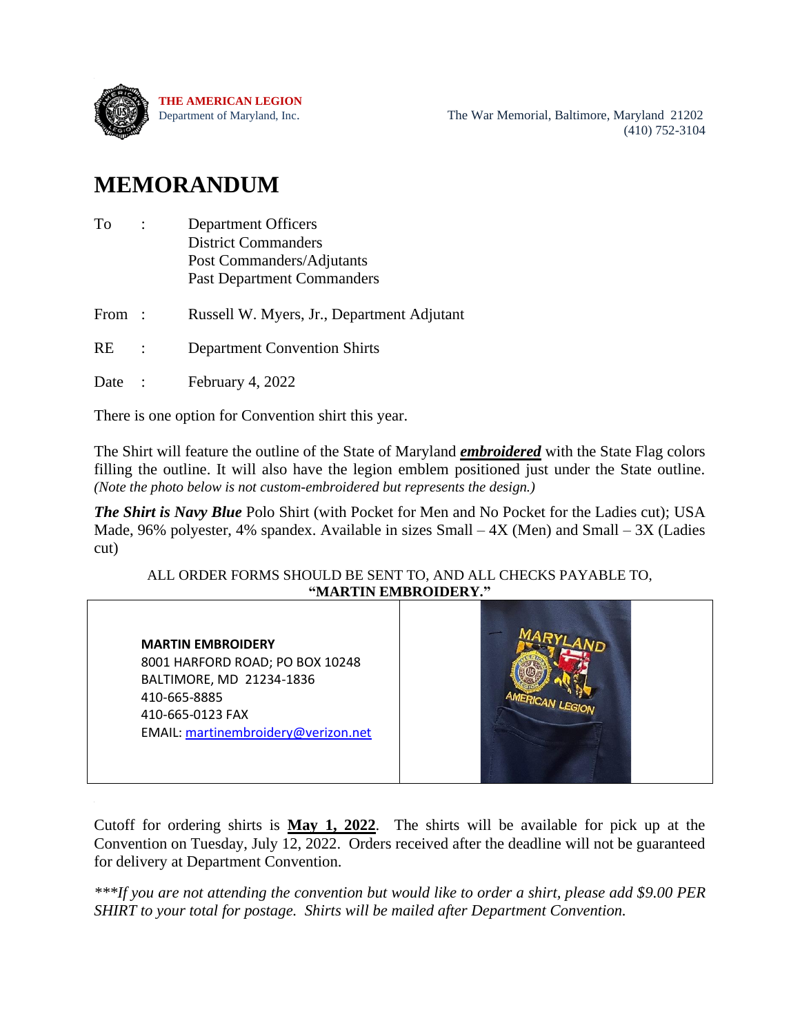**THE AMERICAN LEGION**
Department of Maryland, Inc.

The War Memorial, Baltimore, Maryland 21202
(410) 752-3104

# MEMORANDUM

To : Department Officers
District Commanders
Post Commanders/Adjutants
Past Department Commanders

From : Russell W. Myers, Jr., Department Adjutant

RE : Department Convention Shirts

Date : February 4, 2022

There is one option for Convention shirt this year.

The Shirt will feature the outline of the State of Maryland ***embroidered*** with the State Flag colors filling the outline. It will also have the legion emblem positioned just under the State outline. *(Note the photo below is not custom-embroidered but represents the design.)*

***The Shirt is Navy Blue*** Polo Shirt (with Pocket for Men and No Pocket for the Ladies cut); USA Made, 96% polyester, 4% spandex. Available in sizes Small – 4X (Men) and Small – 3X (Ladies cut)

ALL ORDER FORMS SHOULD BE SENT TO, AND ALL CHECKS PAYABLE TO,
**"MARTIN EMBROIDERY."**

**MARTIN EMBROIDERY**
8001 HARFORD ROAD; PO BOX 10248
BALTIMORE, MD 21234-1836
410-665-8885
410-665-0123 FAX
EMAIL: martinembroidery@verizon.net

Cutoff for ordering shirts is **May 1, 2022**. The shirts will be available for pick up at the Convention on Tuesday, July 12, 2022. Orders received after the deadline will not be guaranteed for delivery at Department Convention.

****\*If you are not attending the convention but would like to order a shirt, please add $9.00 PER SHIRT to your total for postage. Shirts will be mailed after Department Convention.*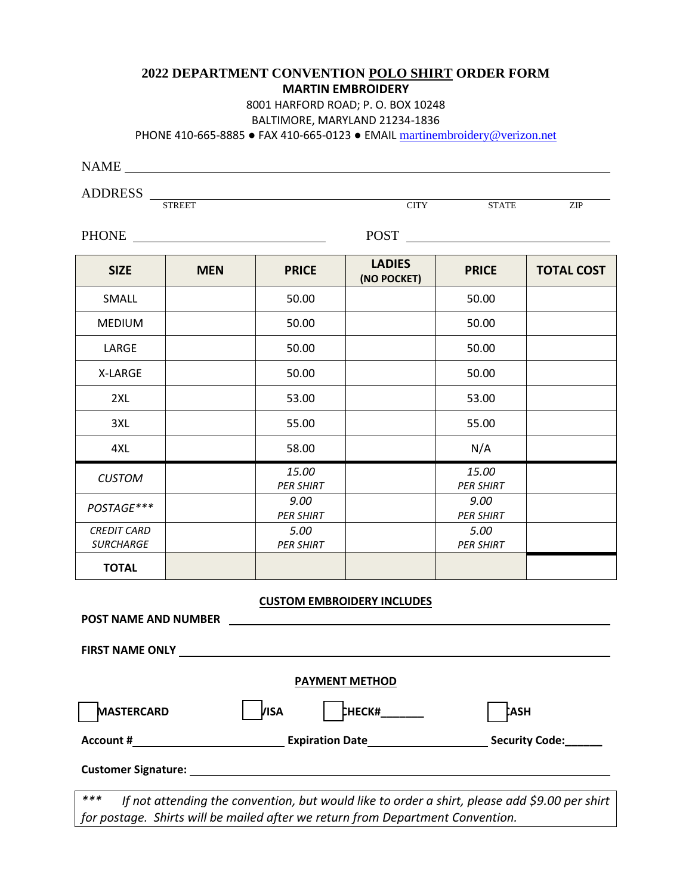## 2022 DEPARTMENT CONVENTION POLO SHIRT ORDER FORM

**MARTIN EMBROIDERY**

8001 HARFORD ROAD; P. O. BOX 10248

BALTIMORE, MARYLAND 21234-1836

PHONE 410-665-8885 ● FAX 410-665-0123 ● EMAIL martinembroidery@verizon.net

NAME ______________________________________________

ADDRESS ______________________________________________
STREET CITY STATE ZIP

PHONE ____________________ POST ____________________

| SIZE | MEN | PRICE | LADIES (NO POCKET) | PRICE | TOTAL COST |
|---|---|---|---|---|---|
| SMALL | | 50.00 | | 50.00 | |
| MEDIUM | | 50.00 | | 50.00 | |
| LARGE | | 50.00 | | 50.00 | |
| X-LARGE | | 50.00 | | 50.00 | |
| 2XL | | 53.00 | | 53.00 | |
| 3XL | | 55.00 | | 55.00 | |
| 4XL | | 58.00 | | N/A | |
| *CUSTOM* | | *15.00 PER SHIRT* | | *15.00 PER SHIRT* | |
| *POSTAGE**** | | *9.00 PER SHIRT* | | *9.00 PER SHIRT* | |
| *CREDIT CARD SURCHARGE* | | *5.00 PER SHIRT* | | *5.00 PER SHIRT* | |
| **TOTAL** | | | | | |

**CUSTOM EMBROIDERY INCLUDES**

**POST NAME AND NUMBER** ______________________________________________

**FIRST NAME ONLY** ______________________________________________

**PAYMENT METHOD**

☐ **MASTERCARD** ☐ **VISA** ☐ **CHECK#_______** ☐ **CASH**

**Account #**________________________ **Expiration Date**____________________ **Security Code:______**

**Customer Signature:** ______________________________________________

*\*\*\* If not attending the convention, but would like to order a shirt, please add $9.00 per shirt for postage. Shirts will be mailed after we return from Department Convention.*